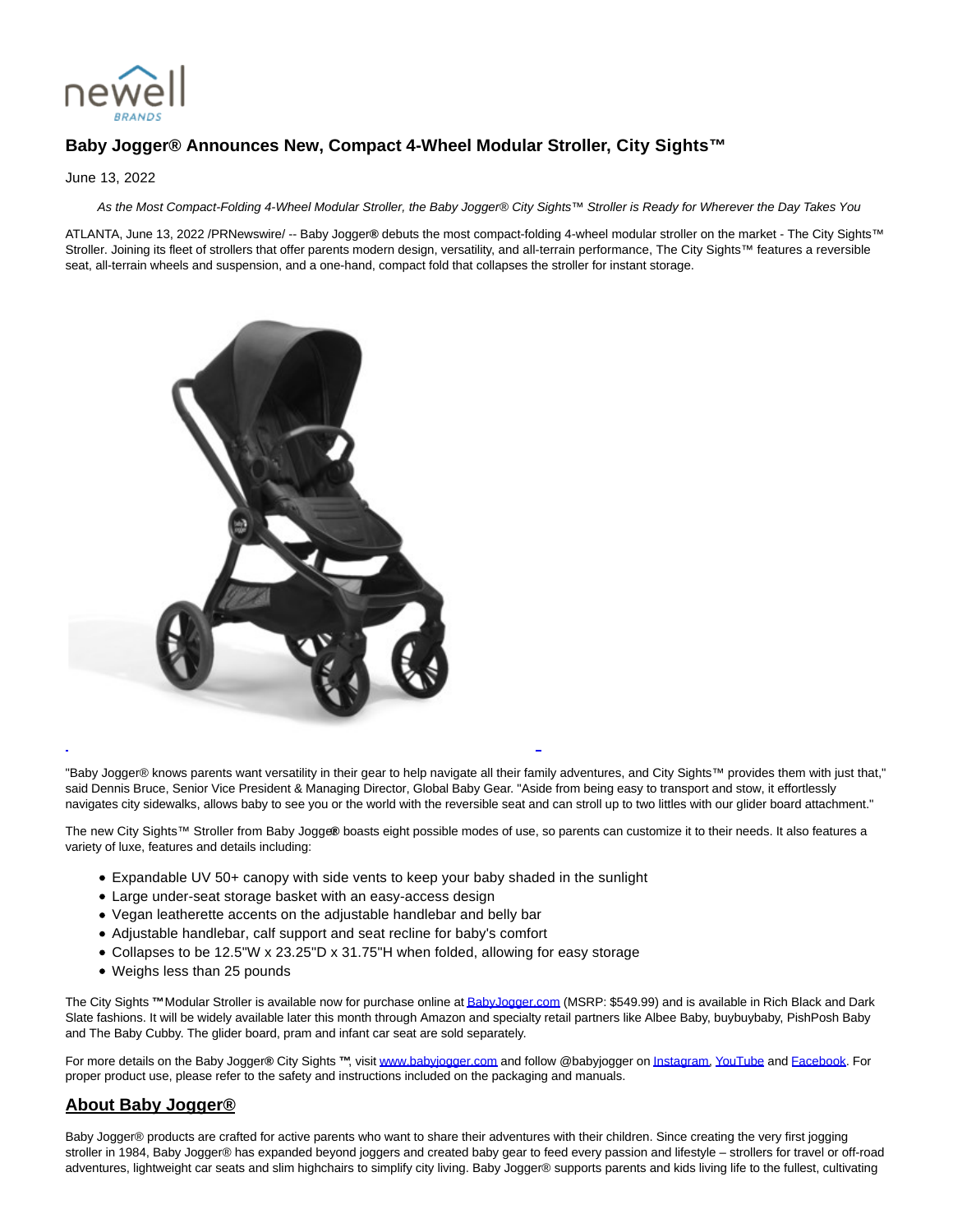# Baby Jogger® Announces New, Compact 4-Wheel Modular Stroller, City Sights™

June 13, 2022

*As the Most Compact-Folding 4-Wheel Modular Stroller, the Baby Jogger® City Sights™ Stroller is Ready for Wherever the Day Takes You*

ATLANTA, June 13, 2022 /PRNewswire/ -- Baby Jogger® debuts the most compact-folding 4-wheel modular stroller on the market - The City Sights™ Stroller. Joining its fleet of strollers that offer parents modern design, versatility, and all-terrain performance, The City Sights™ features a reversible seat, all-terrain wheels and suspension, and a one-hand, compact fold that collapses the stroller for instant storage.

"Baby Jogger® knows parents want versatility in their gear to help navigate all their family adventures, and City Sights™ provides them with just that," said Dennis Bruce, Senior Vice President & Managing Director, Global Baby Gear. "Aside from being easy to transport and stow, it effortlessly navigates city sidewalks, allows baby to see you or the world with the reversible seat and can stroll up to two littles with our glider board attachment."

The new City Sights™ Stroller from Baby Jogger® boasts eight possible modes of use, so parents can customize it to their needs. It also features a variety of luxe, features and details including:

- Expandable UV 50+ canopy with side vents to keep your baby shaded in the sunlight
- Large under-seat storage basket with an easy-access design
- Vegan leatherette accents on the adjustable handlebar and belly bar
- Adjustable handlebar, calf support and seat recline for baby's comfort
- Collapses to be 12.5"W x 23.25"D x 31.75"H when folded, allowing for easy storage
- Weighs less than 25 pounds

The City Sights ™ Modular Stroller is available now for purchase online at [BabyJogger.com](BabyJogger.com) (MSRP: $549.99) and is available in Rich Black and Dark Slate fashions. It will be widely available later this month through Amazon and specialty retail partners like Albee Baby, buybuybaby, PishPosh Baby and The Baby Cubby. The glider board, pram and infant car seat are sold separately.

For more details on the Baby Jogger® City Sights ™, visit [www.babyjogger.com](www.babyjogger.com) and follow @babyjogger on Instagram, YouTube and Facebook. For proper product use, please refer to the safety and instructions included on the packaging and manuals.

## About Baby Jogger®

Baby Jogger® products are crafted for active parents who want to share their adventures with their children. Since creating the very first jogging stroller in 1984, Baby Jogger® has expanded beyond joggers and created baby gear to feed every passion and lifestyle – strollers for travel or off-road adventures, lightweight car seats and slim highchairs to simplify city living. Baby Jogger® supports parents and kids living life to the fullest, cultivating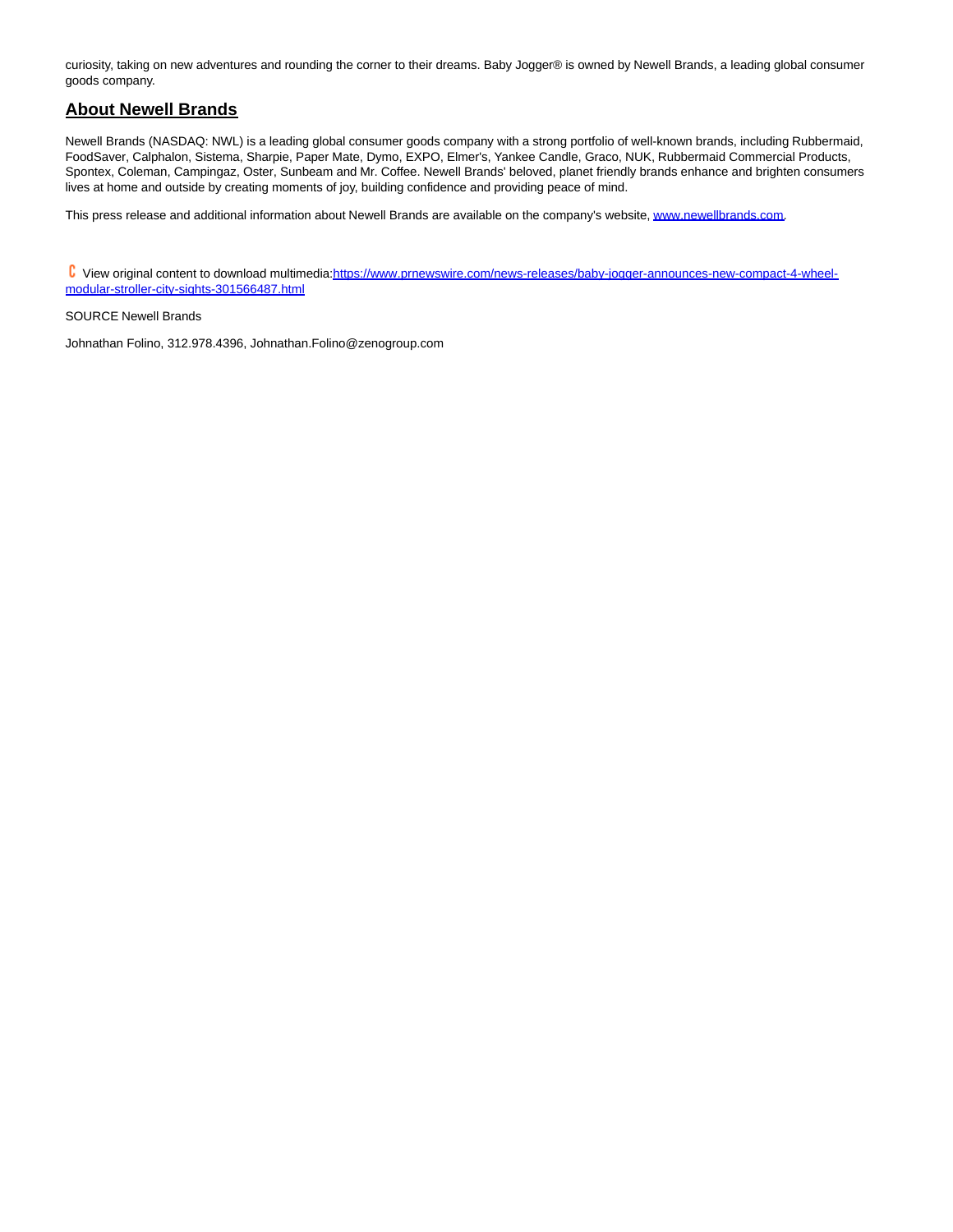curiosity, taking on new adventures and rounding the corner to their dreams. Baby Jogger® is owned by Newell Brands, a leading global consumer goods company.

## About Newell Brands

Newell Brands (NASDAQ: NWL) is a leading global consumer goods company with a strong portfolio of well-known brands, including Rubbermaid, FoodSaver, Calphalon, Sistema, Sharpie, Paper Mate, Dymo, EXPO, Elmer's, Yankee Candle, Graco, NUK, Rubbermaid Commercial Products, Spontex, Coleman, Campingaz, Oster, Sunbeam and Mr. Coffee. Newell Brands' beloved, planet friendly brands enhance and brighten consumers lives at home and outside by creating moments of joy, building confidence and providing peace of mind.

This press release and additional information about Newell Brands are available on the company's website, [www.newellbrands.com](http://www.newellbrands.com).

View original content to download multimedia:[https://www.prnewswire.com/news-releases/baby-jogger-announces-new-compact-4-wheel-modular-stroller-city-sights-301566487.html](https://www.prnewswire.com/news-releases/baby-jogger-announces-new-compact-4-wheel-modular-stroller-city-sights-301566487.html)

SOURCE Newell Brands

Johnathan Folino, 312.978.4396, Johnathan.Folino@zenogroup.com